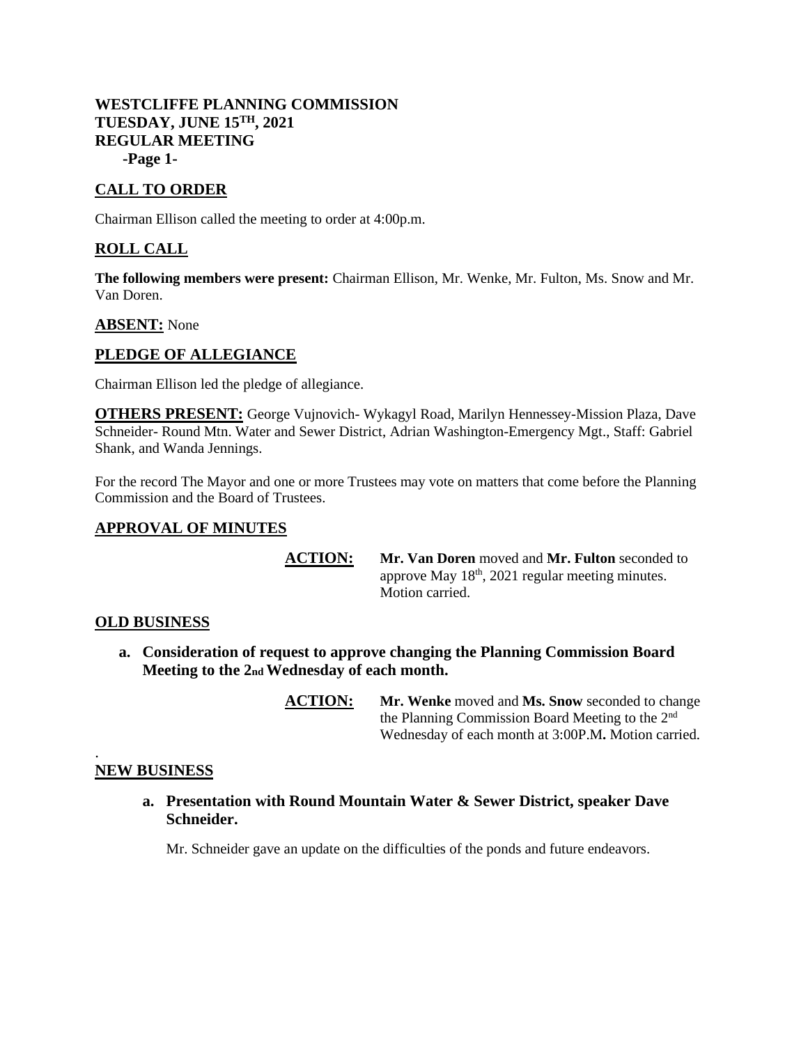# WESTCLIFFE PLANNING COMMISSION
# TUESDAY, JUNE 15TH, 2021
# REGULAR MEETING

## CALL TO ORDER

Chairman Ellison called the meeting to order at 4:00p.m.

## ROLL CALL

**The following members were present:** Chairman Ellison, Mr. Wenke, Mr. Fulton, Ms. Snow and Mr. Van Doren.

**ABSENT:** None

## PLEDGE OF ALLEGIANCE

Chairman Ellison led the pledge of allegiance.

**OTHERS PRESENT:** George Vujnovich- Wykagyl Road, Marilyn Hennessey-Mission Plaza, Dave Schneider- Round Mtn. Water and Sewer District, Adrian Washington-Emergency Mgt., Staff: Gabriel Shank, and Wanda Jennings.

For the record The Mayor and one or more Trustees may vote on matters that come before the Planning Commission and the Board of Trustees.

## APPROVAL OF MINUTES

**ACTION:** **Mr. Van Doren** moved and **Mr. Fulton** seconded to approve May 18th, 2021 regular meeting minutes. Motion carried.

## OLD BUSINESS

**a. Consideration of request to approve changing the Planning Commission Board Meeting to the 2nd Wednesday of each month.**

**ACTION:** **Mr. Wenke** moved and **Ms. Snow** seconded to change the Planning Commission Board Meeting to the 2nd Wednesday of each month at 3:00P.M**.** Motion carried.

.

## NEW BUSINESS

**a. Presentation with Round Mountain Water & Sewer District, speaker Dave Schneider.**

Mr. Schneider gave an update on the difficulties of the ponds and future endeavors.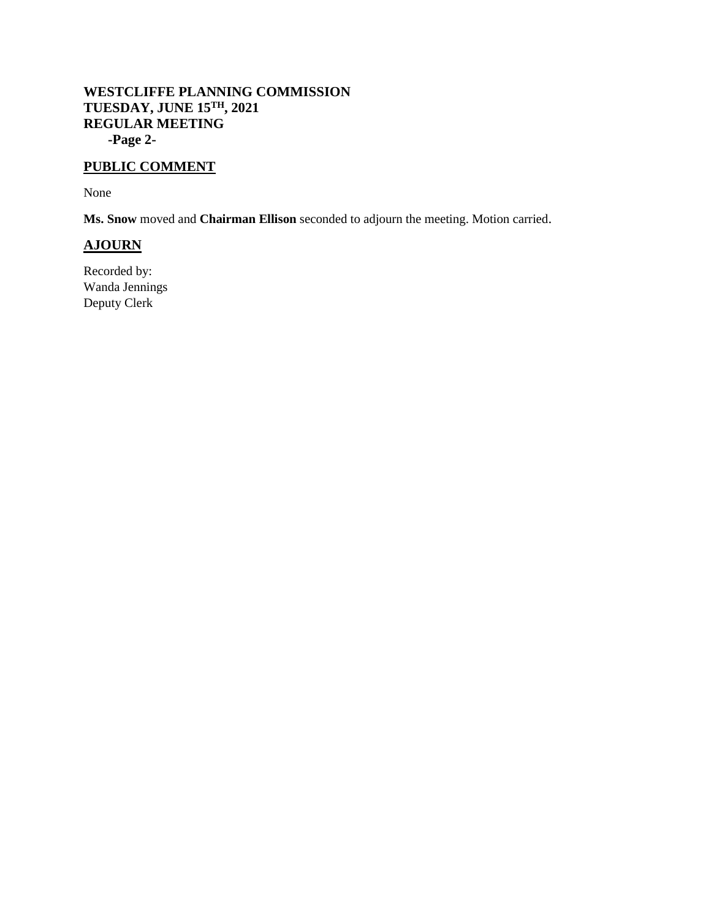**WESTCLIFFE PLANNING COMMISSION**
**TUESDAY, JUNE 15TH, 2021**
**REGULAR MEETING**
**-Page 2-**

## PUBLIC COMMENT

None

**Ms. Snow** moved and **Chairman Ellison** seconded to adjourn the meeting. Motion carried.

## AJOURN

Recorded by:
Wanda Jennings
Deputy Clerk